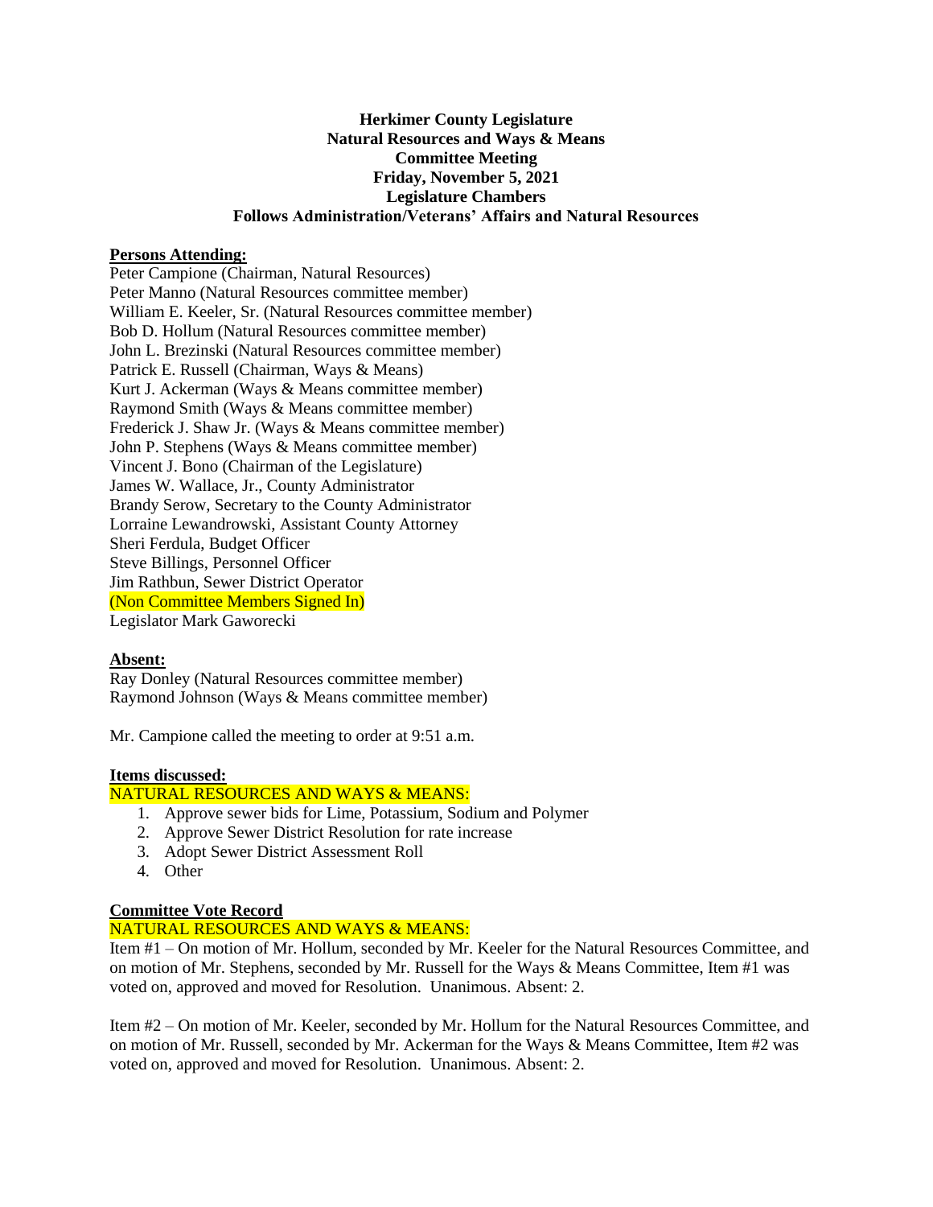# Herkimer County Legislature
## Natural Resources and Ways & Means
## Committee Meeting
## Friday, November 5, 2021
## Legislature Chambers
## Follows Administration/Veterans' Affairs and Natural Resources

**Persons Attending:**

Peter Campione (Chairman, Natural Resources)
Peter Manno (Natural Resources committee member)
William E. Keeler, Sr. (Natural Resources committee member)
Bob D. Hollum (Natural Resources committee member)
John L. Brezinski (Natural Resources committee member)
Patrick E. Russell (Chairman, Ways & Means)
Kurt J. Ackerman (Ways & Means committee member)
Raymond Smith (Ways & Means committee member)
Frederick J. Shaw Jr. (Ways & Means committee member)
John P. Stephens (Ways & Means committee member)
Vincent J. Bono (Chairman of the Legislature)
James W. Wallace, Jr., County Administrator
Brandy Serow, Secretary to the County Administrator
Lorraine Lewandrowski, Assistant County Attorney
Sheri Ferdula, Budget Officer
Steve Billings, Personnel Officer
Jim Rathbun, Sewer District Operator
(Non Committee Members Signed In)
Legislator Mark Gaworecki

**Absent:**

Ray Donley (Natural Resources committee member)
Raymond Johnson (Ways & Means committee member)

Mr. Campione called the meeting to order at 9:51 a.m.

**Items discussed:**

NATURAL RESOURCES AND WAYS & MEANS:

1. Approve sewer bids for Lime, Potassium, Sodium and Polymer
2. Approve Sewer District Resolution for rate increase
3. Adopt Sewer District Assessment Roll
4. Other

**Committee Vote Record**

NATURAL RESOURCES AND WAYS & MEANS:

Item #1 – On motion of Mr. Hollum, seconded by Mr. Keeler for the Natural Resources Committee, and on motion of Mr. Stephens, seconded by Mr. Russell for the Ways & Means Committee, Item #1 was voted on, approved and moved for Resolution. Unanimous. Absent: 2.

Item #2 – On motion of Mr. Keeler, seconded by Mr. Hollum for the Natural Resources Committee, and on motion of Mr. Russell, seconded by Mr. Ackerman for the Ways & Means Committee, Item #2 was voted on, approved and moved for Resolution. Unanimous. Absent: 2.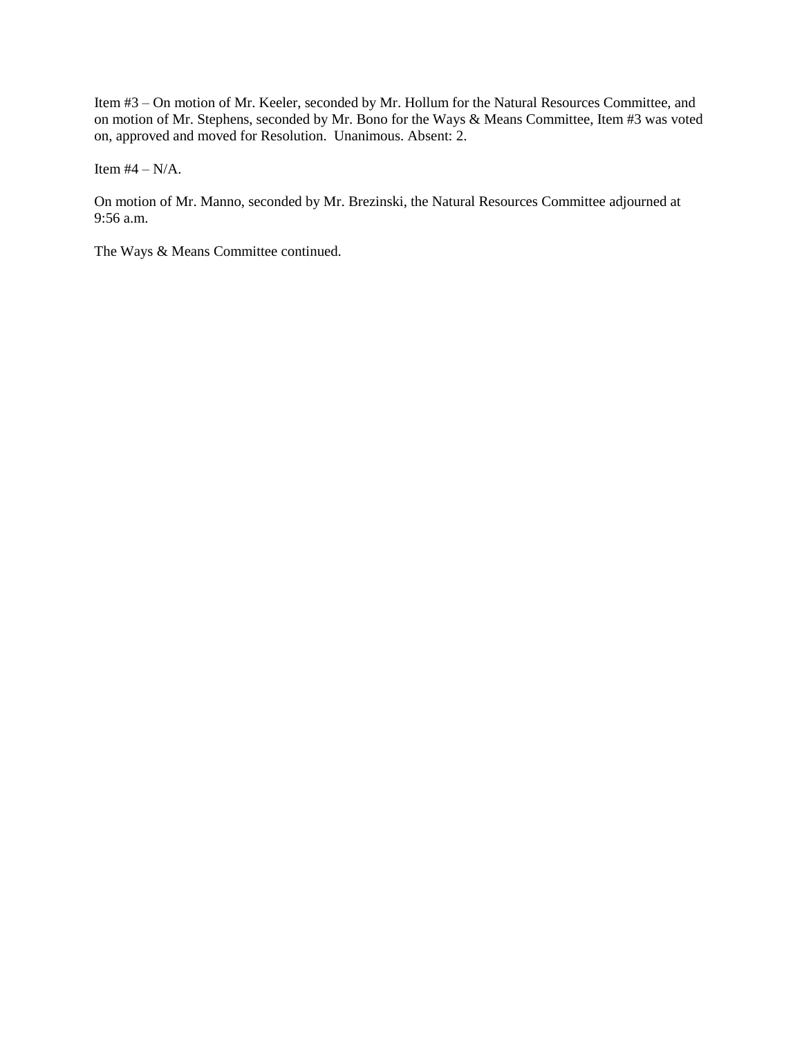Item #3 – On motion of Mr. Keeler, seconded by Mr. Hollum for the Natural Resources Committee, and on motion of Mr. Stephens, seconded by Mr. Bono for the Ways & Means Committee, Item #3 was voted on, approved and moved for Resolution.  Unanimous. Absent: 2.

Item #4 – N/A.

On motion of Mr. Manno, seconded by Mr. Brezinski, the Natural Resources Committee adjourned at 9:56 a.m.

The Ways & Means Committee continued.